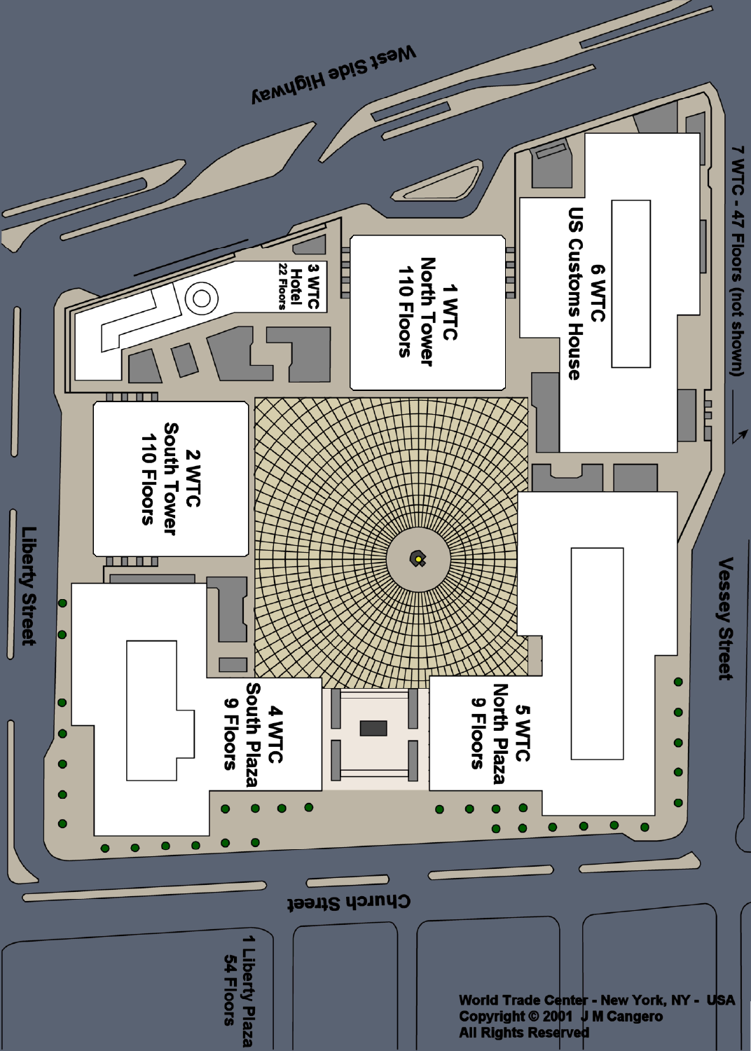West Side Highway

7 WTC - 47 Floors (not shown)

6 WTC
US Customs House

1 WTC
North Tower
110 Floors

3 WTC
Hotel
22 Floors

2 WTC
South Tower
110 Floors

Liberty Street

Vessey Street

4 WTC
South Plaza
9 Floors

5 WTC
North Plaza
9 Floors

Church Street

1 Liberty Plaza
54 Floors

World Trade Center - New York, NY - USA
Copyright © 2001 J M Cangero
All Rights Reserved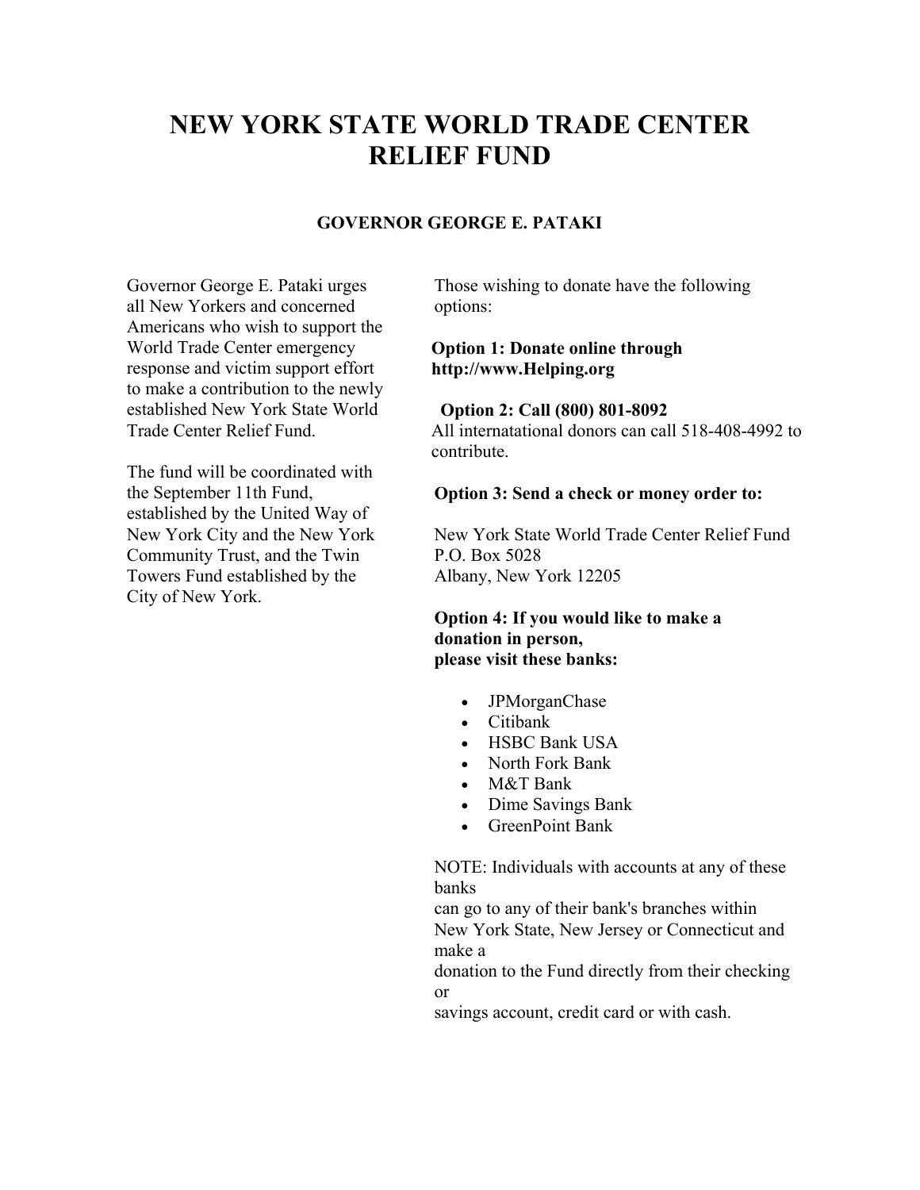# NEW YORK STATE WORLD TRADE CENTER RELIEF FUND

### GOVERNOR GEORGE E. PATAKI

Governor George E. Pataki urges all New Yorkers and concerned Americans who wish to support the World Trade Center emergency response and victim support effort to make a contribution to the newly established New York State World Trade Center Relief Fund.

The fund will be coordinated with the September 11th Fund, established by the United Way of New York City and the New York Community Trust, and the Twin Towers Fund established by the City of New York.

Those wishing to donate have the following options:

**Option 1: Donate online through http://www.Helping.org**

**Option 2: Call (800) 801-8092**
All internatational donors can call 518-408-4992 to contribute.

**Option 3: Send a check or money order to:**

New York State World Trade Center Relief Fund
P.O. Box 5028
Albany, New York 12205

**Option 4: If you would like to make a donation in person, please visit these banks:**

- JPMorganChase
- Citibank
- HSBC Bank USA
- North Fork Bank
- M&T Bank
- Dime Savings Bank
- GreenPoint Bank

NOTE: Individuals with accounts at any of these banks can go to any of their bank's branches within New York State, New Jersey or Connecticut and make a donation to the Fund directly from their checking or savings account, credit card or with cash.